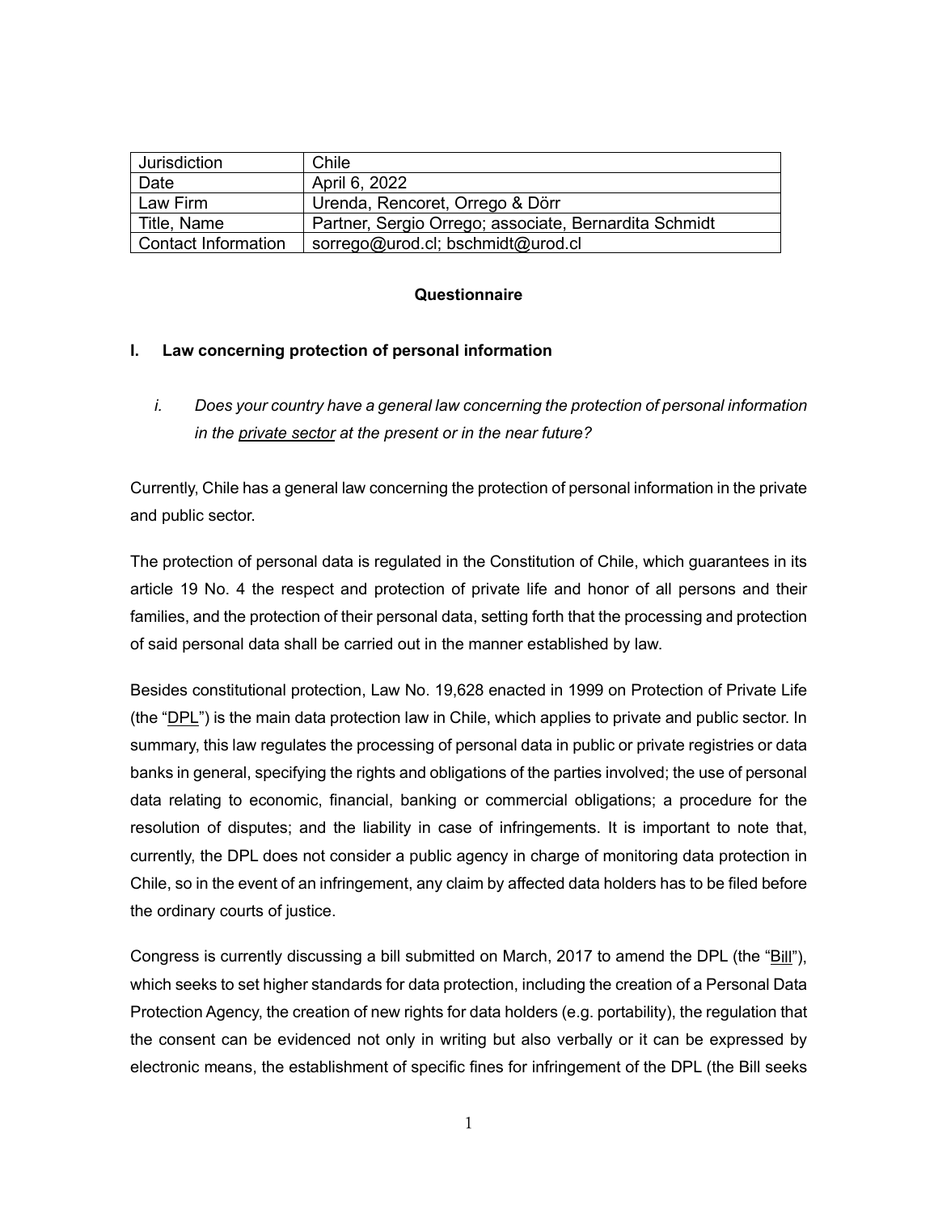| Jurisdiction | Chile |
|---|---|
| Date | April 6, 2022 |
| Law Firm | Urenda, Rencoret, Orrego & Dörr |
| Title, Name | Partner, Sergio Orrego; associate, Bernardita Schmidt |
| Contact Information | sorrego@urod.cl; bschmidt@urod.cl |

**Questionnaire**

## I. Law concerning protection of personal information

*i. Does your country have a general law concerning the protection of personal information in the private sector at the present or in the near future?*

Currently, Chile has a general law concerning the protection of personal information in the private and public sector.

The protection of personal data is regulated in the Constitution of Chile, which guarantees in its article 19 No. 4 the respect and protection of private life and honor of all persons and their families, and the protection of their personal data, setting forth that the processing and protection of said personal data shall be carried out in the manner established by law.

Besides constitutional protection, Law No. 19,628 enacted in 1999 on Protection of Private Life (the "DPL") is the main data protection law in Chile, which applies to private and public sector. In summary, this law regulates the processing of personal data in public or private registries or data banks in general, specifying the rights and obligations of the parties involved; the use of personal data relating to economic, financial, banking or commercial obligations; a procedure for the resolution of disputes; and the liability in case of infringements. It is important to note that, currently, the DPL does not consider a public agency in charge of monitoring data protection in Chile, so in the event of an infringement, any claim by affected data holders has to be filed before the ordinary courts of justice.

Congress is currently discussing a bill submitted on March, 2017 to amend the DPL (the "Bill"), which seeks to set higher standards for data protection, including the creation of a Personal Data Protection Agency, the creation of new rights for data holders (e.g. portability), the regulation that the consent can be evidenced not only in writing but also verbally or it can be expressed by electronic means, the establishment of specific fines for infringement of the DPL (the Bill seeks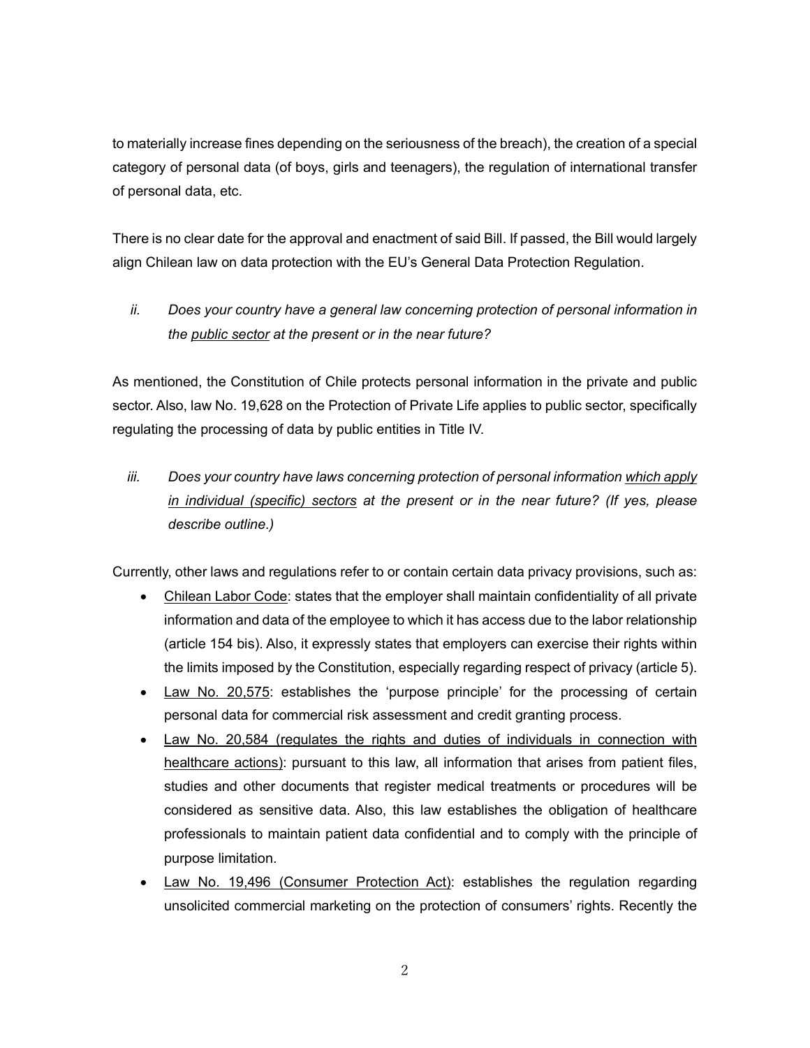to materially increase fines depending on the seriousness of the breach), the creation of a special category of personal data (of boys, girls and teenagers), the regulation of international transfer of personal data, etc.

There is no clear date for the approval and enactment of said Bill. If passed, the Bill would largely align Chilean law on data protection with the EU's General Data Protection Regulation.

*ii. Does your country have a general law concerning protection of personal information in the <u>public sector</u> at the present or in the near future?*

As mentioned, the Constitution of Chile protects personal information in the private and public sector. Also, law No. 19,628 on the Protection of Private Life applies to public sector, specifically regulating the processing of data by public entities in Title IV.

*iii. Does your country have laws concerning protection of personal information <u>which apply in individual (specific) sectors</u> at the present or in the near future? (If yes, please describe outline.)*

Currently, other laws and regulations refer to or contain certain data privacy provisions, such as:

- <u>Chilean Labor Code</u>: states that the employer shall maintain confidentiality of all private information and data of the employee to which it has access due to the labor relationship (article 154 bis). Also, it expressly states that employers can exercise their rights within the limits imposed by the Constitution, especially regarding respect of privacy (article 5).
- <u>Law No. 20,575</u>: establishes the 'purpose principle' for the processing of certain personal data for commercial risk assessment and credit granting process.
- <u>Law No. 20,584 (regulates the rights and duties of individuals in connection with healthcare actions)</u>: pursuant to this law, all information that arises from patient files, studies and other documents that register medical treatments or procedures will be considered as sensitive data. Also, this law establishes the obligation of healthcare professionals to maintain patient data confidential and to comply with the principle of purpose limitation.
- <u>Law No. 19,496 (Consumer Protection Act)</u>: establishes the regulation regarding unsolicited commercial marketing on the protection of consumers' rights. Recently the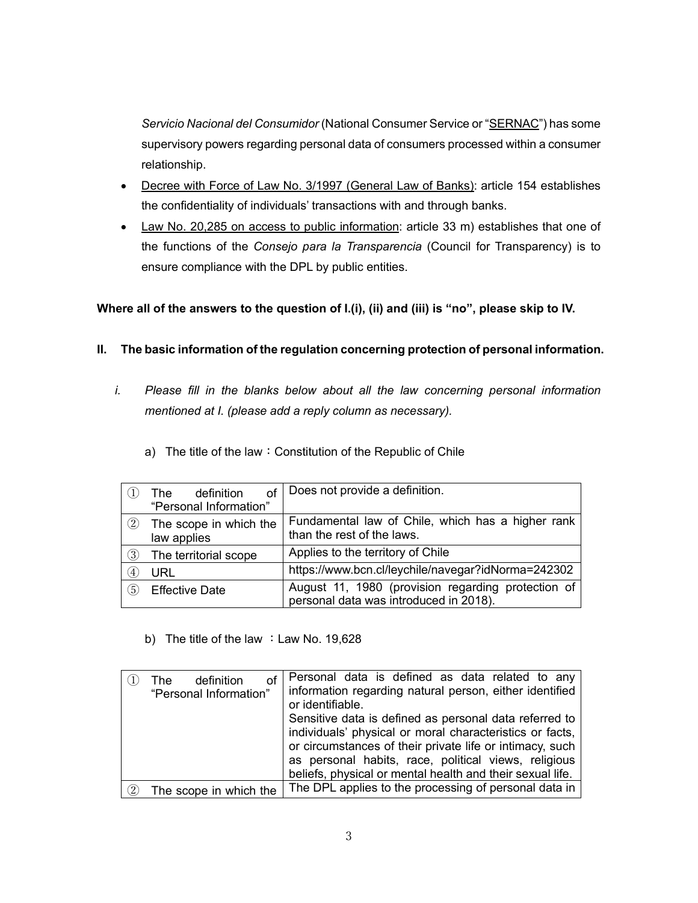*Servicio Nacional del Consumidor* (National Consumer Service or "SERNAC") has some supervisory powers regarding personal data of consumers processed within a consumer relationship.

- Decree with Force of Law No. 3/1997 (General Law of Banks): article 154 establishes the confidentiality of individuals' transactions with and through banks.
- Law No. 20,285 on access to public information: article 33 m) establishes that one of the functions of the *Consejo para la Transparencia* (Council for Transparency) is to ensure compliance with the DPL by public entities.

**Where all of the answers to the question of I.(i), (ii) and (iii) is "no", please skip to IV.**

## II. The basic information of the regulation concerning protection of personal information.

*i. Please fill in the blanks below about all the law concerning personal information mentioned at I. (please add a reply column as necessary).*

a) The title of the law：Constitution of the Republic of Chile

| | |
|---|---|
| ① The definition of "Personal Information" | Does not provide a definition. |
| ② The scope in which the law applies | Fundamental law of Chile, which has a higher rank than the rest of the laws. |
| ③ The territorial scope | Applies to the territory of Chile |
| ④ URL | https://www.bcn.cl/leychile/navegar?idNorma=242302 |
| ⑤ Effective Date | August 11, 1980 (provision regarding protection of personal data was introduced in 2018). |

b) The title of the law ：Law No. 19,628

| | |
|---|---|
| ① The definition of "Personal Information" | Personal data is defined as data related to any information regarding natural person, either identified or identifiable.<br>Sensitive data is defined as personal data referred to individuals' physical or moral characteristics or facts, or circumstances of their private life or intimacy, such as personal habits, race, political views, religious beliefs, physical or mental health and their sexual life. |
| ② The scope in which the | The DPL applies to the processing of personal data in |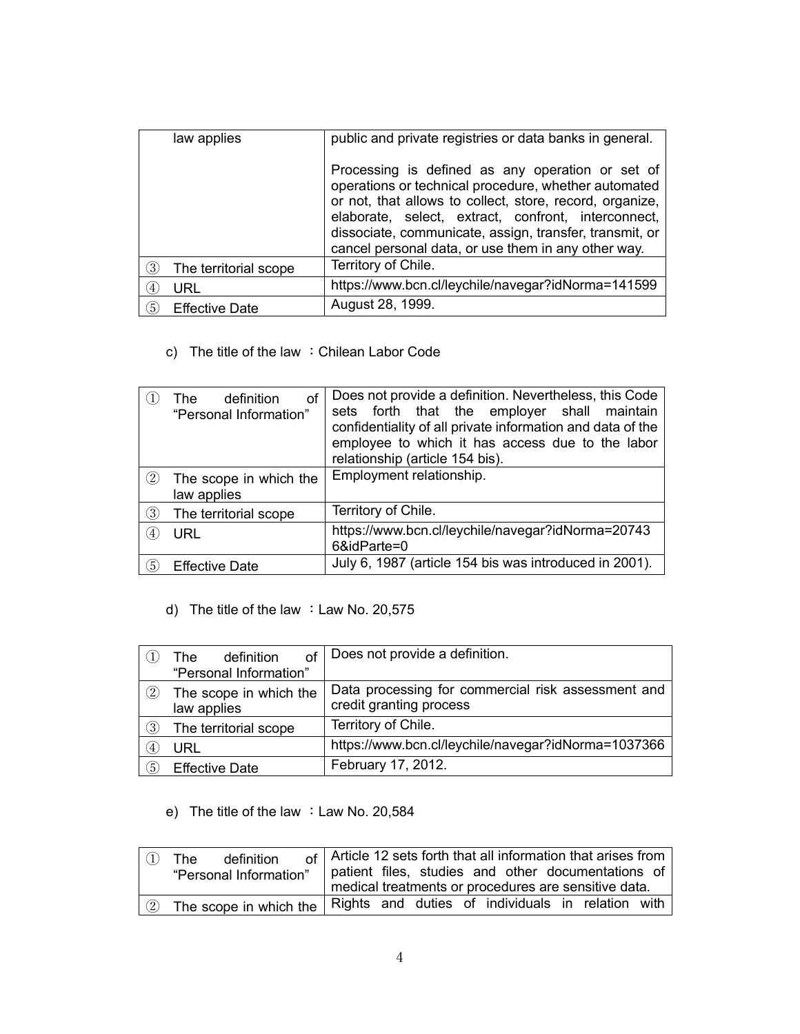| | | |
|---|---|---|
| | law applies | public and private registries or data banks in general.<br><br>Processing is defined as any operation or set of operations or technical procedure, whether automated or not, that allows to collect, store, record, organize, elaborate, select, extract, confront, interconnect, dissociate, communicate, assign, transfer, transmit, or cancel personal data, or use them in any other way. |
| ③ | The territorial scope | Territory of Chile. |
| ④ | URL | https://www.bcn.cl/leychile/navegar?idNorma=141599 |
| ⑤ | Effective Date | August 28, 1999. |

c) The title of the law ：Chilean Labor Code

| | | |
|---|---|---|
| ① | The definition of "Personal Information" | Does not provide a definition. Nevertheless, this Code sets forth that the employer shall maintain confidentiality of all private information and data of the employee to which it has access due to the labor relationship (article 154 bis). |
| ② | The scope in which the law applies | Employment relationship. |
| ③ | The territorial scope | Territory of Chile. |
| ④ | URL | https://www.bcn.cl/leychile/navegar?idNorma=207436&idParte=0 |
| ⑤ | Effective Date | July 6, 1987 (article 154 bis was introduced in 2001). |

d) The title of the law ：Law No. 20,575

| | | |
|---|---|---|
| ① | The definition of "Personal Information" | Does not provide a definition. |
| ② | The scope in which the law applies | Data processing for commercial risk assessment and credit granting process |
| ③ | The territorial scope | Territory of Chile. |
| ④ | URL | https://www.bcn.cl/leychile/navegar?idNorma=1037366 |
| ⑤ | Effective Date | February 17, 2012. |

e) The title of the law ：Law No. 20,584

| | | |
|---|---|---|
| ① | The definition of "Personal Information" | Article 12 sets forth that all information that arises from patient files, studies and other documentations of medical treatments or procedures are sensitive data. |
| ② | The scope in which the | Rights and duties of individuals in relation with |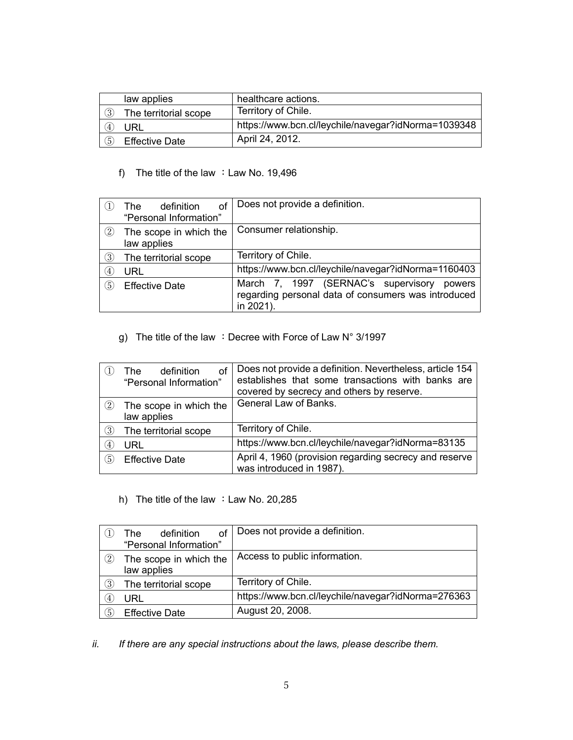| | | |
|---|---|---|
| | law applies | healthcare actions. |
| ③ | The territorial scope | Territory of Chile. |
| ④ | URL | https://www.bcn.cl/leychile/navegar?idNorma=1039348 |
| ⑤ | Effective Date | April 24, 2012. |

f) The title of the law ：Law No. 19,496

| | | |
|---|---|---|
| ① | The definition of "Personal Information" | Does not provide a definition. |
| ② | The scope in which the law applies | Consumer relationship. |
| ③ | The territorial scope | Territory of Chile. |
| ④ | URL | https://www.bcn.cl/leychile/navegar?idNorma=1160403 |
| ⑤ | Effective Date | March 7, 1997 (SERNAC's supervisory powers regarding personal data of consumers was introduced in 2021). |

g) The title of the law ：Decree with Force of Law N° 3/1997

| | | |
|---|---|---|
| ① | The definition of "Personal Information" | Does not provide a definition. Nevertheless, article 154 establishes that some transactions with banks are covered by secrecy and others by reserve. |
| ② | The scope in which the law applies | General Law of Banks. |
| ③ | The territorial scope | Territory of Chile. |
| ④ | URL | https://www.bcn.cl/leychile/navegar?idNorma=83135 |
| ⑤ | Effective Date | April 4, 1960 (provision regarding secrecy and reserve was introduced in 1987). |

h) The title of the law ：Law No. 20,285

| | | |
|---|---|---|
| ① | The definition of "Personal Information" | Does not provide a definition. |
| ② | The scope in which the law applies | Access to public information. |
| ③ | The territorial scope | Territory of Chile. |
| ④ | URL | https://www.bcn.cl/leychile/navegar?idNorma=276363 |
| ⑤ | Effective Date | August 20, 2008. |

*ii. If there are any special instructions about the laws, please describe them.*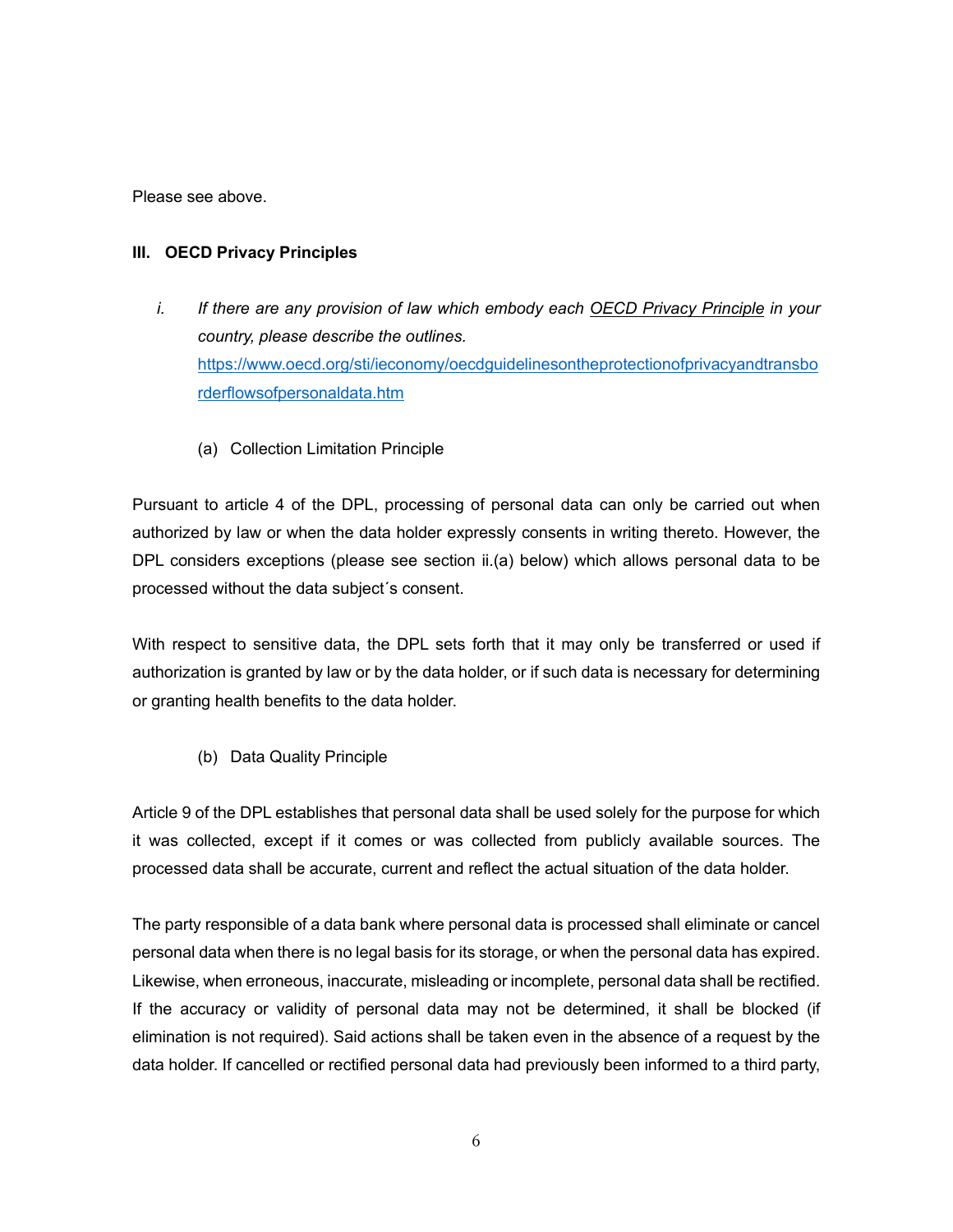Please see above.

### III. OECD Privacy Principles

i. *If there are any provision of law which embody each OECD Privacy Principle in your country, please describe the outlines.* [https://www.oecd.org/sti/ieconomy/oecdguidelinesontheprotectionofprivacyandtransborderflowsofpersonaldata.htm](https://www.oecd.org/sti/ieconomy/oecdguidelinesontheprotectionofprivacyandtransborderflowsofpersonaldata.htm)

(a) Collection Limitation Principle

Pursuant to article 4 of the DPL, processing of personal data can only be carried out when authorized by law or when the data holder expressly consents in writing thereto. However, the DPL considers exceptions (please see section ii.(a) below) which allows personal data to be processed without the data subject´s consent.

With respect to sensitive data, the DPL sets forth that it may only be transferred or used if authorization is granted by law or by the data holder, or if such data is necessary for determining or granting health benefits to the data holder.

(b) Data Quality Principle

Article 9 of the DPL establishes that personal data shall be used solely for the purpose for which it was collected, except if it comes or was collected from publicly available sources. The processed data shall be accurate, current and reflect the actual situation of the data holder.

The party responsible of a data bank where personal data is processed shall eliminate or cancel personal data when there is no legal basis for its storage, or when the personal data has expired. Likewise, when erroneous, inaccurate, misleading or incomplete, personal data shall be rectified. If the accuracy or validity of personal data may not be determined, it shall be blocked (if elimination is not required). Said actions shall be taken even in the absence of a request by the data holder. If cancelled or rectified personal data had previously been informed to a third party,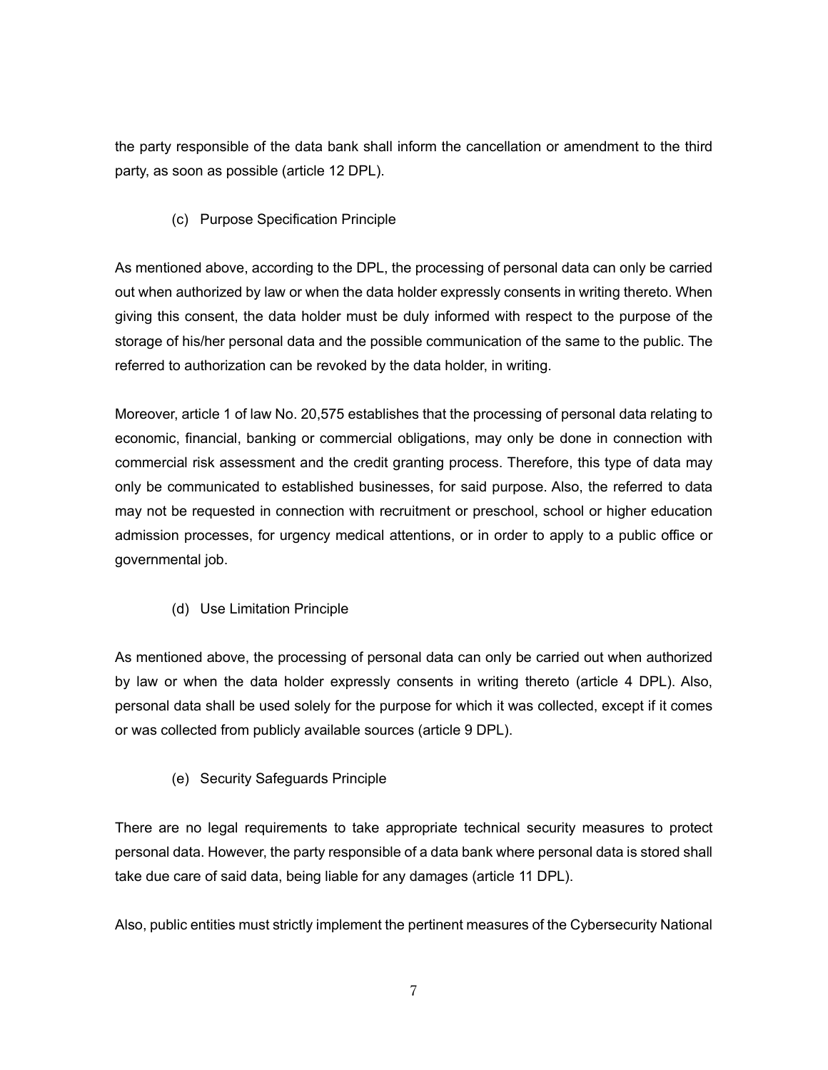the party responsible of the data bank shall inform the cancellation or amendment to the third party, as soon as possible (article 12 DPL).

(c) Purpose Specification Principle

As mentioned above, according to the DPL, the processing of personal data can only be carried out when authorized by law or when the data holder expressly consents in writing thereto. When giving this consent, the data holder must be duly informed with respect to the purpose of the storage of his/her personal data and the possible communication of the same to the public. The referred to authorization can be revoked by the data holder, in writing.

Moreover, article 1 of law No. 20,575 establishes that the processing of personal data relating to economic, financial, banking or commercial obligations, may only be done in connection with commercial risk assessment and the credit granting process. Therefore, this type of data may only be communicated to established businesses, for said purpose. Also, the referred to data may not be requested in connection with recruitment or preschool, school or higher education admission processes, for urgency medical attentions, or in order to apply to a public office or governmental job.

(d) Use Limitation Principle

As mentioned above, the processing of personal data can only be carried out when authorized by law or when the data holder expressly consents in writing thereto (article 4 DPL). Also, personal data shall be used solely for the purpose for which it was collected, except if it comes or was collected from publicly available sources (article 9 DPL).

(e) Security Safeguards Principle

There are no legal requirements to take appropriate technical security measures to protect personal data. However, the party responsible of a data bank where personal data is stored shall take due care of said data, being liable for any damages (article 11 DPL).

Also, public entities must strictly implement the pertinent measures of the Cybersecurity National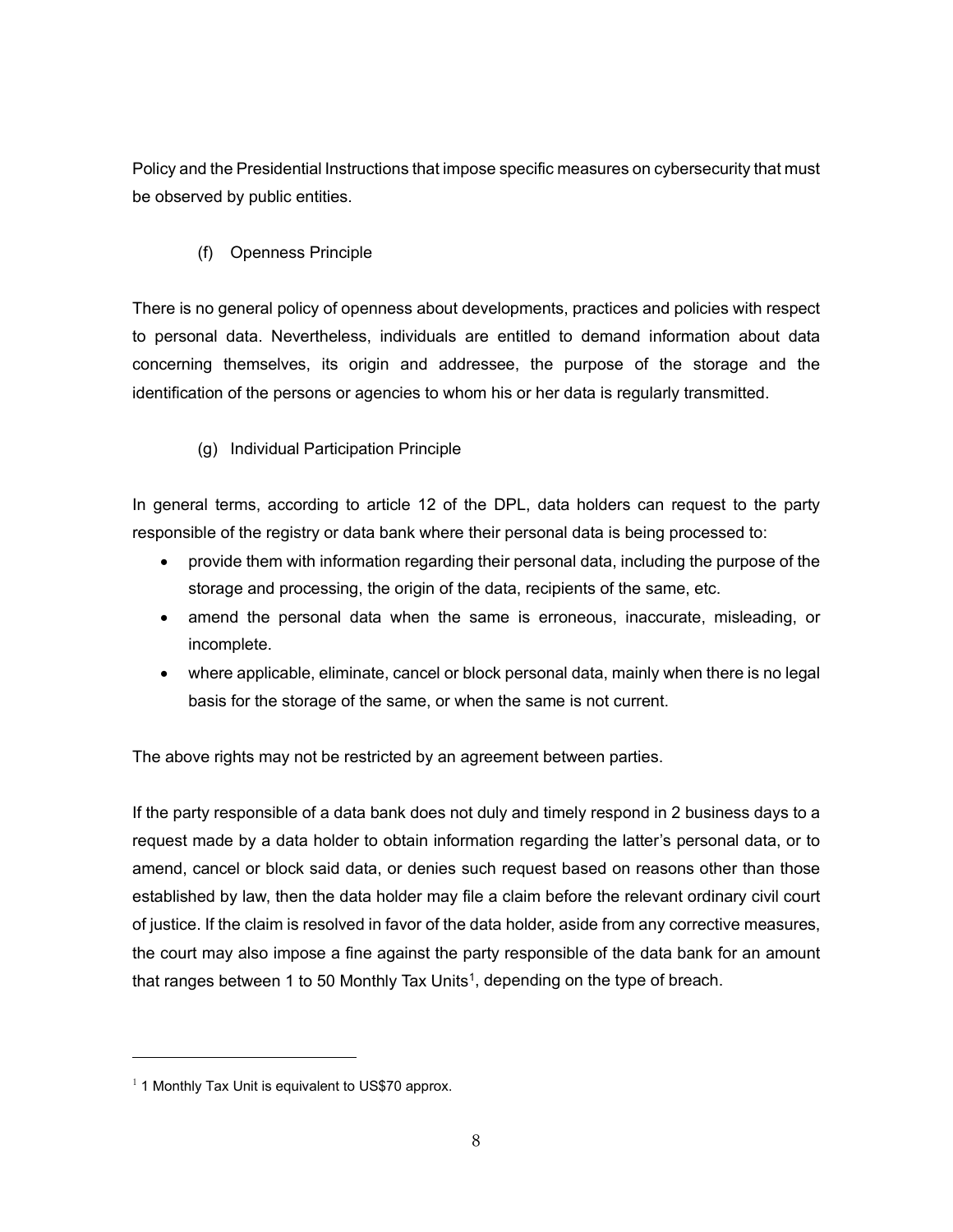Policy and the Presidential Instructions that impose specific measures on cybersecurity that must be observed by public entities.

(f) Openness Principle

There is no general policy of openness about developments, practices and policies with respect to personal data. Nevertheless, individuals are entitled to demand information about data concerning themselves, its origin and addressee, the purpose of the storage and the identification of the persons or agencies to whom his or her data is regularly transmitted.

(g) Individual Participation Principle

In general terms, according to article 12 of the DPL, data holders can request to the party responsible of the registry or data bank where their personal data is being processed to:

- provide them with information regarding their personal data, including the purpose of the storage and processing, the origin of the data, recipients of the same, etc.
- amend the personal data when the same is erroneous, inaccurate, misleading, or incomplete.
- where applicable, eliminate, cancel or block personal data, mainly when there is no legal basis for the storage of the same, or when the same is not current.

The above rights may not be restricted by an agreement between parties.

If the party responsible of a data bank does not duly and timely respond in 2 business days to a request made by a data holder to obtain information regarding the latter's personal data, or to amend, cancel or block said data, or denies such request based on reasons other than those established by law, then the data holder may file a claim before the relevant ordinary civil court of justice. If the claim is resolved in favor of the data holder, aside from any corrective measures, the court may also impose a fine against the party responsible of the data bank for an amount that ranges between 1 to 50 Monthly Tax Units[1], depending on the type of breach.

---

[1] 1 Monthly Tax Unit is equivalent to US$70 approx.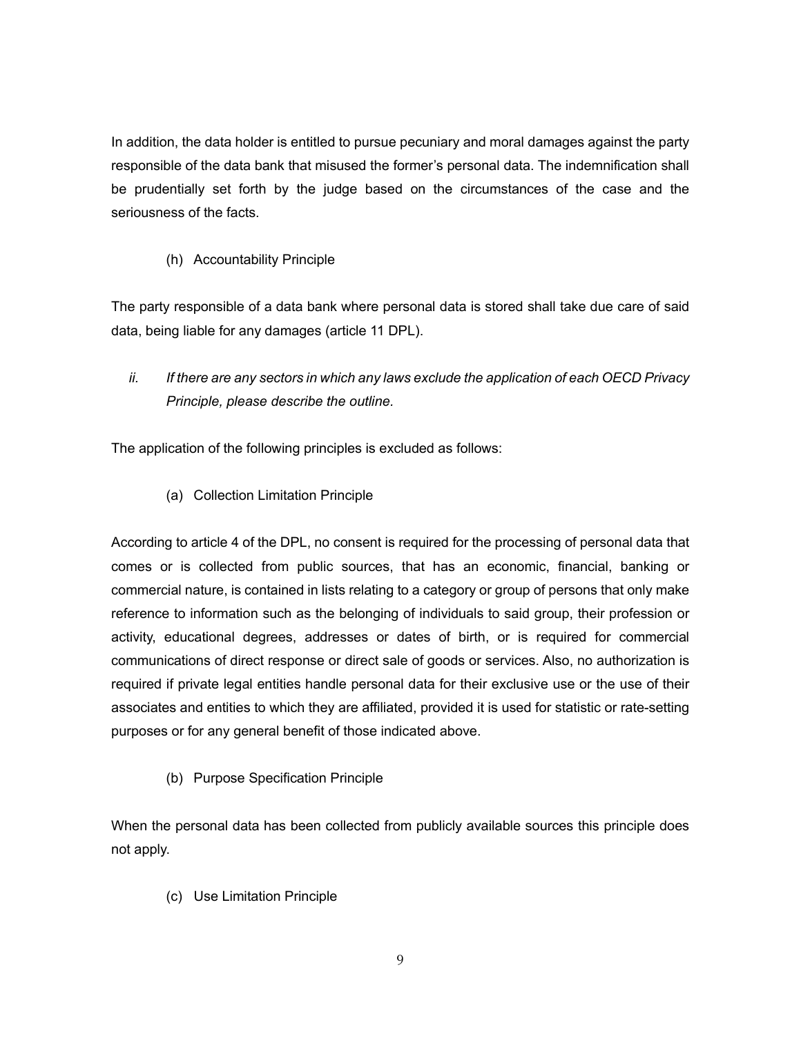In addition, the data holder is entitled to pursue pecuniary and moral damages against the party responsible of the data bank that misused the former's personal data. The indemnification shall be prudentially set forth by the judge based on the circumstances of the case and the seriousness of the facts.

(h) Accountability Principle

The party responsible of a data bank where personal data is stored shall take due care of said data, being liable for any damages (article 11 DPL).

*ii. If there are any sectors in which any laws exclude the application of each OECD Privacy Principle, please describe the outline.*

The application of the following principles is excluded as follows:

(a) Collection Limitation Principle

According to article 4 of the DPL, no consent is required for the processing of personal data that comes or is collected from public sources, that has an economic, financial, banking or commercial nature, is contained in lists relating to a category or group of persons that only make reference to information such as the belonging of individuals to said group, their profession or activity, educational degrees, addresses or dates of birth, or is required for commercial communications of direct response or direct sale of goods or services. Also, no authorization is required if private legal entities handle personal data for their exclusive use or the use of their associates and entities to which they are affiliated, provided it is used for statistic or rate-setting purposes or for any general benefit of those indicated above.

(b) Purpose Specification Principle

When the personal data has been collected from publicly available sources this principle does not apply.

(c) Use Limitation Principle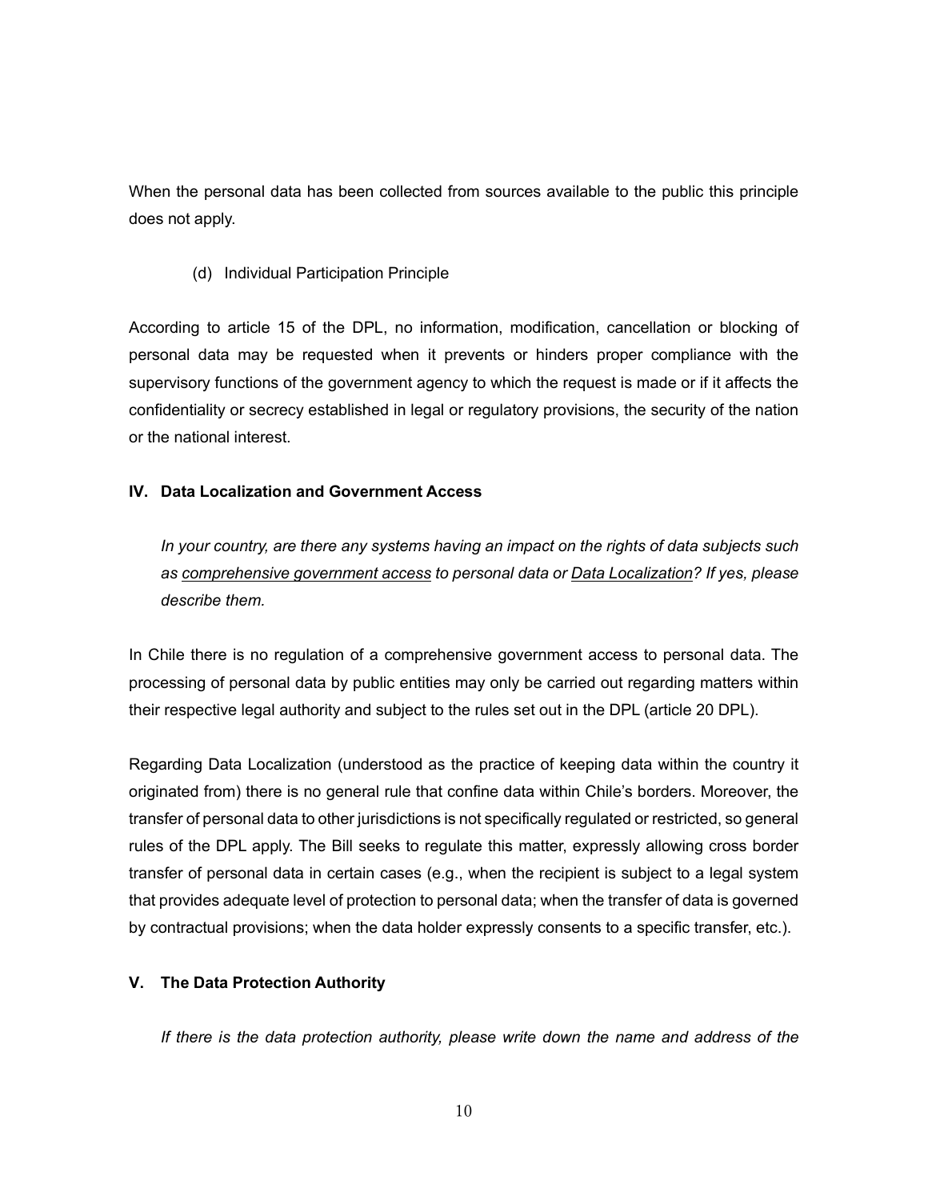When the personal data has been collected from sources available to the public this principle does not apply.

(d) Individual Participation Principle

According to article 15 of the DPL, no information, modification, cancellation or blocking of personal data may be requested when it prevents or hinders proper compliance with the supervisory functions of the government agency to which the request is made or if it affects the confidentiality or secrecy established in legal or regulatory provisions, the security of the nation or the national interest.

## IV. Data Localization and Government Access

*In your country, are there any systems having an impact on the rights of data subjects such as comprehensive government access to personal data or Data Localization? If yes, please describe them.*

In Chile there is no regulation of a comprehensive government access to personal data. The processing of personal data by public entities may only be carried out regarding matters within their respective legal authority and subject to the rules set out in the DPL (article 20 DPL).

Regarding Data Localization (understood as the practice of keeping data within the country it originated from) there is no general rule that confine data within Chile's borders. Moreover, the transfer of personal data to other jurisdictions is not specifically regulated or restricted, so general rules of the DPL apply. The Bill seeks to regulate this matter, expressly allowing cross border transfer of personal data in certain cases (e.g., when the recipient is subject to a legal system that provides adequate level of protection to personal data; when the transfer of data is governed by contractual provisions; when the data holder expressly consents to a specific transfer, etc.).

## V. The Data Protection Authority

*If there is the data protection authority, please write down the name and address of the*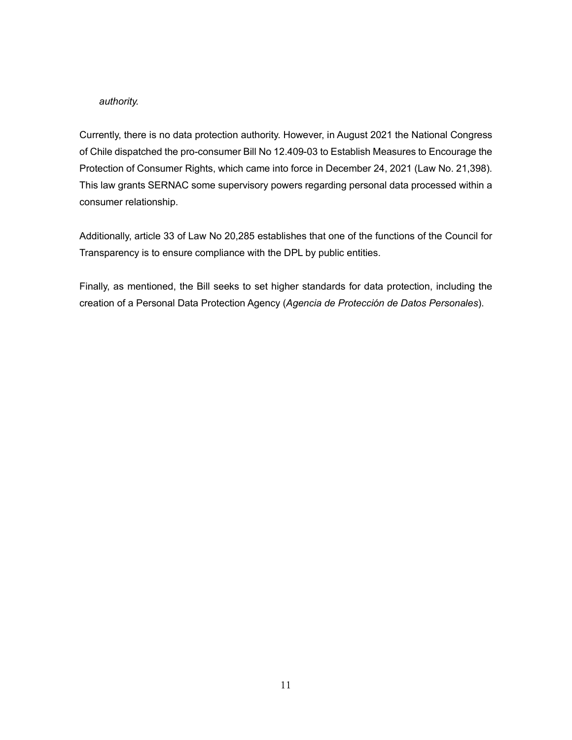*authority.*

Currently, there is no data protection authority. However, in August 2021 the National Congress of Chile dispatched the pro-consumer Bill No 12.409-03 to Establish Measures to Encourage the Protection of Consumer Rights, which came into force in December 24, 2021 (Law No. 21,398). This law grants SERNAC some supervisory powers regarding personal data processed within a consumer relationship.

Additionally, article 33 of Law No 20,285 establishes that one of the functions of the Council for Transparency is to ensure compliance with the DPL by public entities.

Finally, as mentioned, the Bill seeks to set higher standards for data protection, including the creation of a Personal Data Protection Agency (*Agencia de Protección de Datos Personales*).